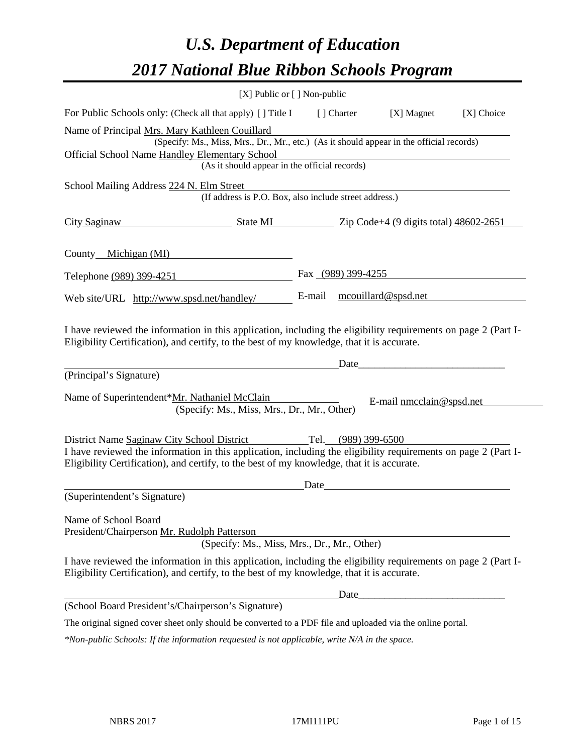# *U.S. Department of Education*

# *2017 National Blue Ribbon Schools Program*

[X] Public or [ ] Non-public

For Public Schools only: (Check all that apply) [ ] Title I [ ] Charter [X] Magnet [X] Choice

Name of Principal Mrs. Mary Kathleen Couillard
(Specify: Ms., Miss, Mrs., Dr., Mr., etc.) (As it should appear in the official records)

Official School Name Handley Elementary School
(As it should appear in the official records)

School Mailing Address 224 N. Elm Street
(If address is P.O. Box, also include street address.)

City Saginaw State MI Zip Code+4 (9 digits total) 48602-2651

County Michigan (MI)

Telephone (989) 399-4251 Fax (989) 399-4255

Web site/URL http://www.spsd.net/handley/ E-mail mcouillard@spsd.net

I have reviewed the information in this application, including the eligibility requirements on page 2 (Part I-Eligibility Certification), and certify, to the best of my knowledge, that it is accurate.

_______________________________________________Date_______________________
(Principal's Signature)

Name of Superintendent*Mr. Nathaniel McClain E-mail nmcclain@spsd.net
(Specify: Ms., Miss, Mrs., Dr., Mr., Other)

District Name Saginaw City School District Tel. (989) 399-6500

I have reviewed the information in this application, including the eligibility requirements on page 2 (Part I-Eligibility Certification), and certify, to the best of my knowledge, that it is accurate.

_______________________________________________Date_______________________
(Superintendent's Signature)

Name of School Board
President/Chairperson Mr. Rudolph Patterson
(Specify: Ms., Miss, Mrs., Dr., Mr., Other)

I have reviewed the information in this application, including the eligibility requirements on page 2 (Part I-Eligibility Certification), and certify, to the best of my knowledge, that it is accurate.

_______________________________________________Date_______________________
(School Board President's/Chairperson's Signature)

The original signed cover sheet only should be converted to a PDF file and uploaded via the online portal.

*\*Non-public Schools: If the information requested is not applicable, write N/A in the space.*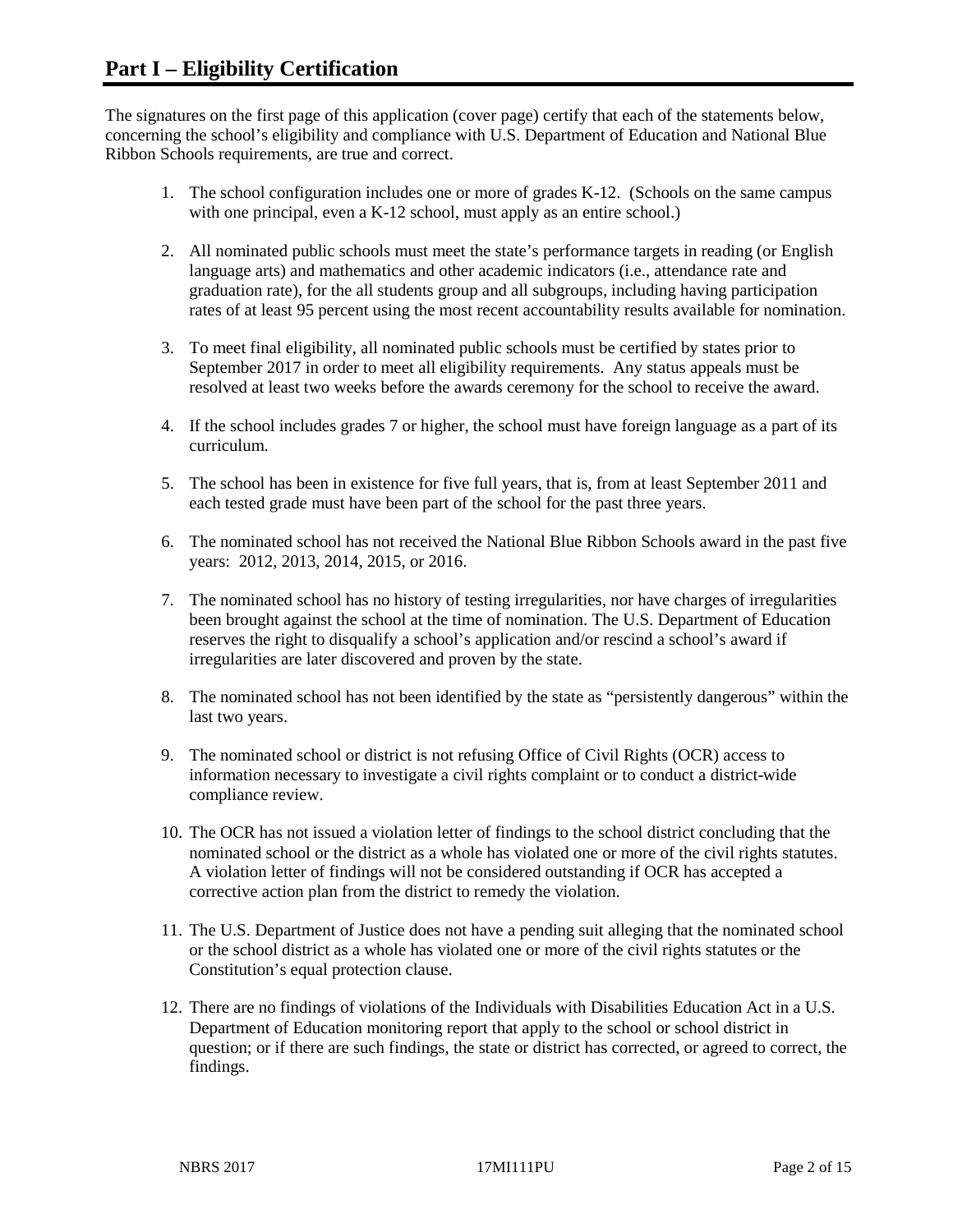# Part I – Eligibility Certification

The signatures on the first page of this application (cover page) certify that each of the statements below, concerning the school's eligibility and compliance with U.S. Department of Education and National Blue Ribbon Schools requirements, are true and correct.

1. The school configuration includes one or more of grades K-12. (Schools on the same campus with one principal, even a K-12 school, must apply as an entire school.)
2. All nominated public schools must meet the state's performance targets in reading (or English language arts) and mathematics and other academic indicators (i.e., attendance rate and graduation rate), for the all students group and all subgroups, including having participation rates of at least 95 percent using the most recent accountability results available for nomination.
3. To meet final eligibility, all nominated public schools must be certified by states prior to September 2017 in order to meet all eligibility requirements. Any status appeals must be resolved at least two weeks before the awards ceremony for the school to receive the award.
4. If the school includes grades 7 or higher, the school must have foreign language as a part of its curriculum.
5. The school has been in existence for five full years, that is, from at least September 2011 and each tested grade must have been part of the school for the past three years.
6. The nominated school has not received the National Blue Ribbon Schools award in the past five years: 2012, 2013, 2014, 2015, or 2016.
7. The nominated school has no history of testing irregularities, nor have charges of irregularities been brought against the school at the time of nomination. The U.S. Department of Education reserves the right to disqualify a school's application and/or rescind a school's award if irregularities are later discovered and proven by the state.
8. The nominated school has not been identified by the state as "persistently dangerous" within the last two years.
9. The nominated school or district is not refusing Office of Civil Rights (OCR) access to information necessary to investigate a civil rights complaint or to conduct a district-wide compliance review.
10. The OCR has not issued a violation letter of findings to the school district concluding that the nominated school or the district as a whole has violated one or more of the civil rights statutes. A violation letter of findings will not be considered outstanding if OCR has accepted a corrective action plan from the district to remedy the violation.
11. The U.S. Department of Justice does not have a pending suit alleging that the nominated school or the school district as a whole has violated one or more of the civil rights statutes or the Constitution's equal protection clause.
12. There are no findings of violations of the Individuals with Disabilities Education Act in a U.S. Department of Education monitoring report that apply to the school or school district in question; or if there are such findings, the state or district has corrected, or agreed to correct, the findings.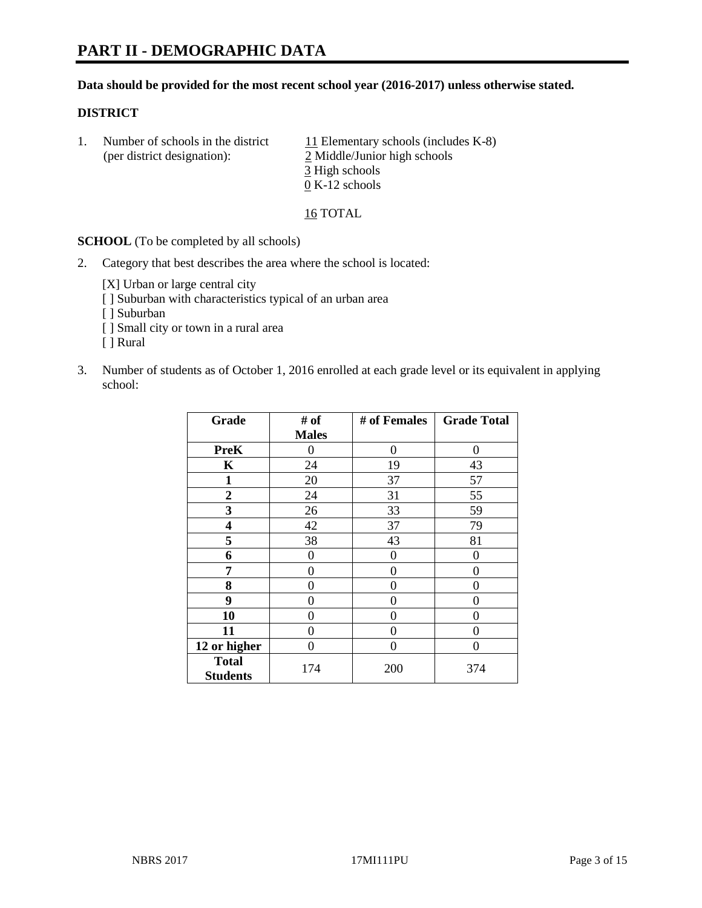# PART II - DEMOGRAPHIC DATA

**Data should be provided for the most recent school year (2016-2017) unless otherwise stated.**

## DISTRICT

1. Number of schools in the district (per district designation):
   11 Elementary schools (includes K-8)
   2 Middle/Junior high schools
   3 High schools
   0 K-12 schools

   16 TOTAL

**SCHOOL** (To be completed by all schools)

2. Category that best describes the area where the school is located:

   [X] Urban or large central city
   [ ] Suburban with characteristics typical of an urban area
   [ ] Suburban
   [ ] Small city or town in a rural area
   [ ] Rural

3. Number of students as of October 1, 2016 enrolled at each grade level or its equivalent in applying school:

| Grade | # of Males | # of Females | Grade Total |
|---|---|---|---|
| **PreK** | 0 | 0 | 0 |
| **K** | 24 | 19 | 43 |
| **1** | 20 | 37 | 57 |
| **2** | 24 | 31 | 55 |
| **3** | 26 | 33 | 59 |
| **4** | 42 | 37 | 79 |
| **5** | 38 | 43 | 81 |
| **6** | 0 | 0 | 0 |
| **7** | 0 | 0 | 0 |
| **8** | 0 | 0 | 0 |
| **9** | 0 | 0 | 0 |
| **10** | 0 | 0 | 0 |
| **11** | 0 | 0 | 0 |
| **12 or higher** | 0 | 0 | 0 |
| **Total Students** | 174 | 200 | 374 |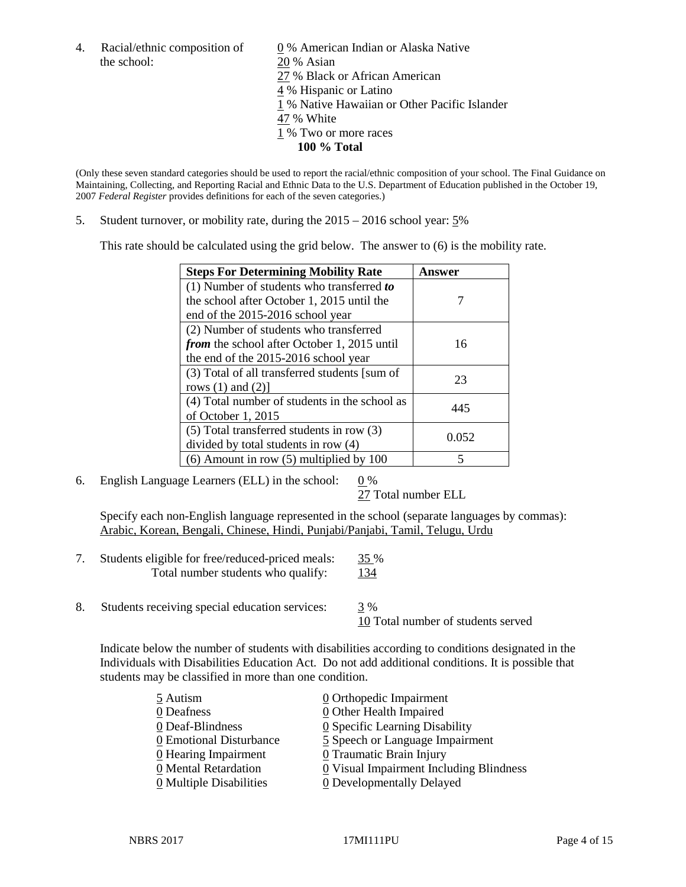4. Racial/ethnic composition of the school:

0 % American Indian or Alaska Native
20 % Asian
27 % Black or African American
4 % Hispanic or Latino
1 % Native Hawaiian or Other Pacific Islander
47 % White
1 % Two or more races
**100 % Total**

(Only these seven standard categories should be used to report the racial/ethnic composition of your school. The Final Guidance on Maintaining, Collecting, and Reporting Racial and Ethnic Data to the U.S. Department of Education published in the October 19, 2007 *Federal Register* provides definitions for each of the seven categories.)

5. Student turnover, or mobility rate, during the 2015 – 2016 school year: 5%

This rate should be calculated using the grid below. The answer to (6) is the mobility rate.

| **Steps For Determining Mobility Rate** | **Answer** |
|---|---|
| (1) Number of students who transferred ***to*** the school after October 1, 2015 until the end of the 2015-2016 school year | 7 |
| (2) Number of students who transferred ***from*** the school after October 1, 2015 until the end of the 2015-2016 school year | 16 |
| (3) Total of all transferred students [sum of rows (1) and (2)] | 23 |
| (4) Total number of students in the school as of October 1, 2015 | 445 |
| (5) Total transferred students in row (3) divided by total students in row (4) | 0.052 |
| (6) Amount in row (5) multiplied by 100 | 5 |

6. English Language Learners (ELL) in the school: 0 %
27 Total number ELL

Specify each non-English language represented in the school (separate languages by commas):
Arabic, Korean, Bengali, Chinese, Hindi, Punjabi/Panjabi, Tamil, Telugu, Urdu

7. Students eligible for free/reduced-priced meals: 35 %
Total number students who qualify: 134

8. Students receiving special education services: 3 %
10 Total number of students served

Indicate below the number of students with disabilities according to conditions designated in the Individuals with Disabilities Education Act. Do not add additional conditions. It is possible that students may be classified in more than one condition.

5 Autism
0 Deafness
0 Deaf-Blindness
0 Emotional Disturbance
0 Hearing Impairment
0 Mental Retardation
0 Multiple Disabilities
0 Orthopedic Impairment
0 Other Health Impaired
0 Specific Learning Disability
5 Speech or Language Impairment
0 Traumatic Brain Injury
0 Visual Impairment Including Blindness
0 Developmentally Delayed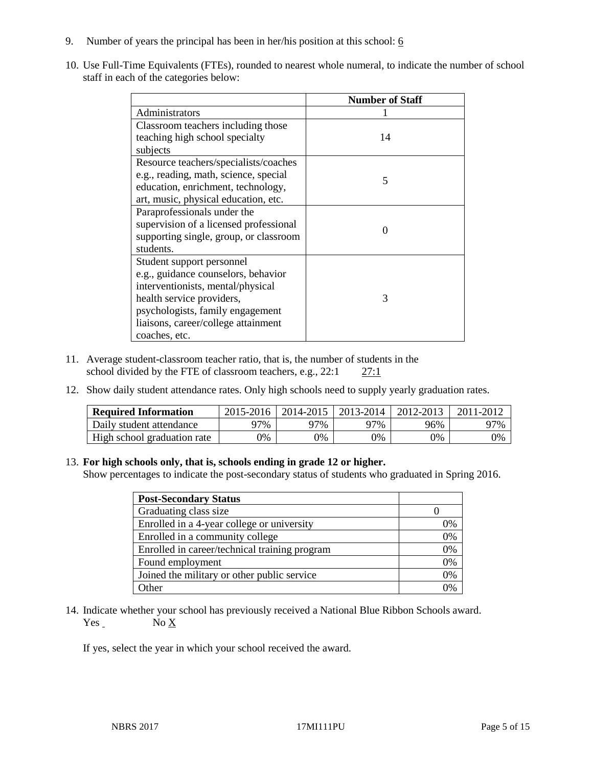9. Number of years the principal has been in her/his position at this school: 6

10. Use Full-Time Equivalents (FTEs), rounded to nearest whole numeral, to indicate the number of school staff in each of the categories below:

| | Number of Staff |
|---|---|
| Administrators | 1 |
| Classroom teachers including those teaching high school specialty subjects | 14 |
| Resource teachers/specialists/coaches e.g., reading, math, science, special education, enrichment, technology, art, music, physical education, etc. | 5 |
| Paraprofessionals under the supervision of a licensed professional supporting single, group, or classroom students. | 0 |
| Student support personnel e.g., guidance counselors, behavior interventionists, mental/physical health service providers, psychologists, family engagement liaisons, career/college attainment coaches, etc. | 3 |

11. Average student-classroom teacher ratio, that is, the number of students in the school divided by the FTE of classroom teachers, e.g., 22:1 27:1

12. Show daily student attendance rates. Only high schools need to supply yearly graduation rates.

| Required Information | 2015-2016 | 2014-2015 | 2013-2014 | 2012-2013 | 2011-2012 |
|---|---|---|---|---|---|
| Daily student attendance | 97% | 97% | 97% | 96% | 97% |
| High school graduation rate | 0% | 0% | 0% | 0% | 0% |

13. **For high schools only, that is, schools ending in grade 12 or higher.**
Show percentages to indicate the post-secondary status of students who graduated in Spring 2016.

| Post-Secondary Status | |
|---|---|
| Graduating class size | 0 |
| Enrolled in a 4-year college or university | 0% |
| Enrolled in a community college | 0% |
| Enrolled in career/technical training program | 0% |
| Found employment | 0% |
| Joined the military or other public service | 0% |
| Other | 0% |

14. Indicate whether your school has previously received a National Blue Ribbon Schools award.
Yes _ No X

If yes, select the year in which your school received the award.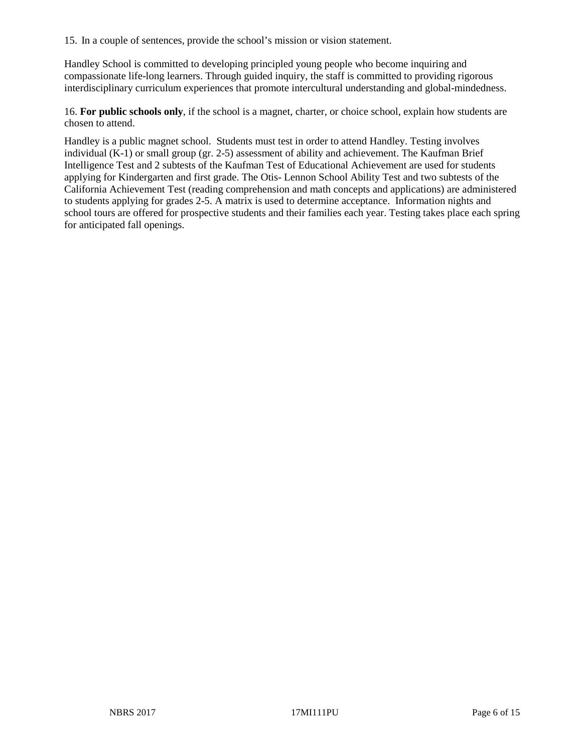15. In a couple of sentences, provide the school's mission or vision statement.

Handley School is committed to developing principled young people who become inquiring and compassionate life-long learners. Through guided inquiry, the staff is committed to providing rigorous interdisciplinary curriculum experiences that promote intercultural understanding and global-mindedness.

16. **For public schools only**, if the school is a magnet, charter, or choice school, explain how students are chosen to attend.

Handley is a public magnet school. Students must test in order to attend Handley. Testing involves individual (K-1) or small group (gr. 2-5) assessment of ability and achievement. The Kaufman Brief Intelligence Test and 2 subtests of the Kaufman Test of Educational Achievement are used for students applying for Kindergarten and first grade. The Otis- Lennon School Ability Test and two subtests of the California Achievement Test (reading comprehension and math concepts and applications) are administered to students applying for grades 2-5. A matrix is used to determine acceptance. Information nights and school tours are offered for prospective students and their families each year. Testing takes place each spring for anticipated fall openings.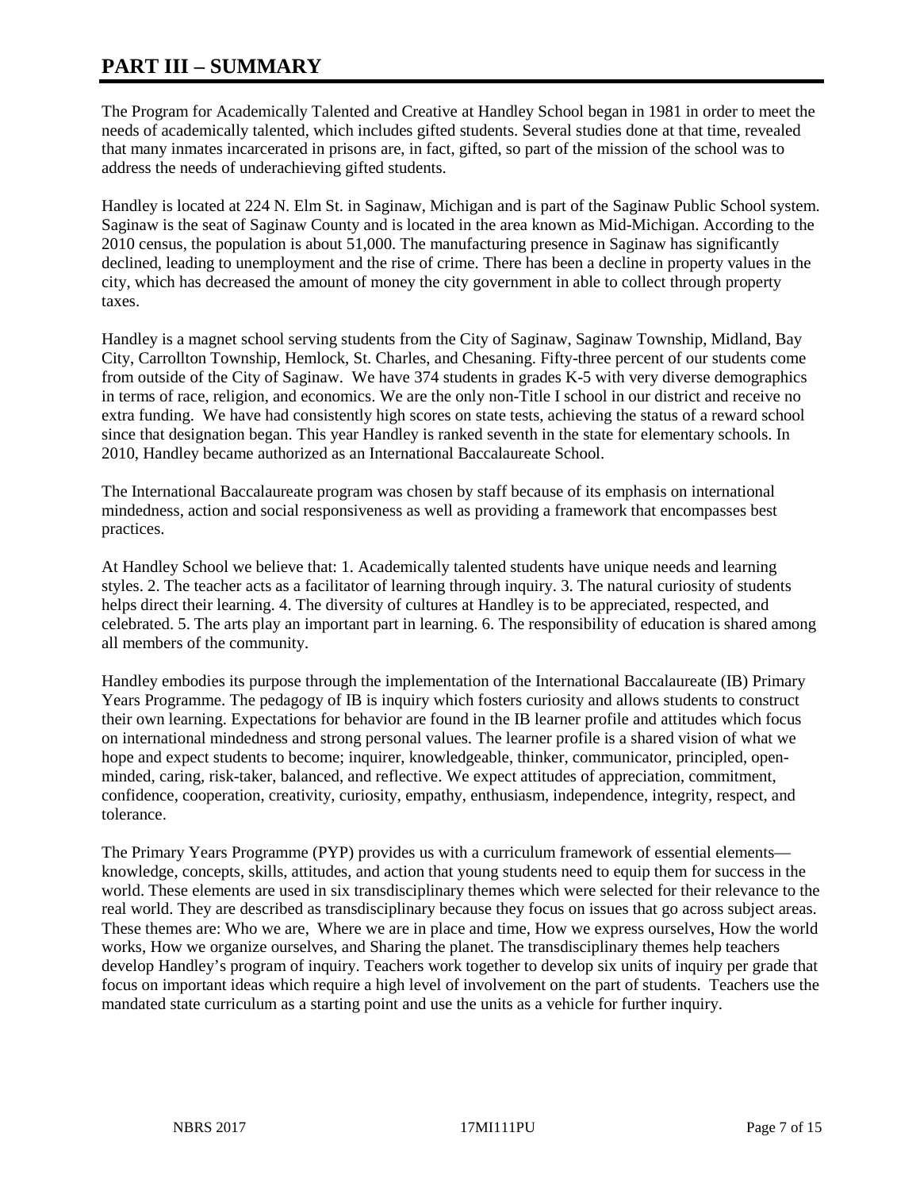# PART III – SUMMARY

The Program for Academically Talented and Creative at Handley School began in 1981 in order to meet the needs of academically talented, which includes gifted students. Several studies done at that time, revealed that many inmates incarcerated in prisons are, in fact, gifted, so part of the mission of the school was to address the needs of underachieving gifted students.

Handley is located at 224 N. Elm St. in Saginaw, Michigan and is part of the Saginaw Public School system. Saginaw is the seat of Saginaw County and is located in the area known as Mid-Michigan. According to the 2010 census, the population is about 51,000. The manufacturing presence in Saginaw has significantly declined, leading to unemployment and the rise of crime. There has been a decline in property values in the city, which has decreased the amount of money the city government in able to collect through property taxes.

Handley is a magnet school serving students from the City of Saginaw, Saginaw Township, Midland, Bay City, Carrollton Township, Hemlock, St. Charles, and Chesaning. Fifty-three percent of our students come from outside of the City of Saginaw. We have 374 students in grades K-5 with very diverse demographics in terms of race, religion, and economics. We are the only non-Title I school in our district and receive no extra funding. We have had consistently high scores on state tests, achieving the status of a reward school since that designation began. This year Handley is ranked seventh in the state for elementary schools. In 2010, Handley became authorized as an International Baccalaureate School.

The International Baccalaureate program was chosen by staff because of its emphasis on international mindedness, action and social responsiveness as well as providing a framework that encompasses best practices.

At Handley School we believe that: 1. Academically talented students have unique needs and learning styles. 2. The teacher acts as a facilitator of learning through inquiry. 3. The natural curiosity of students helps direct their learning. 4. The diversity of cultures at Handley is to be appreciated, respected, and celebrated. 5. The arts play an important part in learning. 6. The responsibility of education is shared among all members of the community.

Handley embodies its purpose through the implementation of the International Baccalaureate (IB) Primary Years Programme. The pedagogy of IB is inquiry which fosters curiosity and allows students to construct their own learning. Expectations for behavior are found in the IB learner profile and attitudes which focus on international mindedness and strong personal values. The learner profile is a shared vision of what we hope and expect students to become; inquirer, knowledgeable, thinker, communicator, principled, open-minded, caring, risk-taker, balanced, and reflective. We expect attitudes of appreciation, commitment, confidence, cooperation, creativity, curiosity, empathy, enthusiasm, independence, integrity, respect, and tolerance.

The Primary Years Programme (PYP) provides us with a curriculum framework of essential elements—knowledge, concepts, skills, attitudes, and action that young students need to equip them for success in the world. These elements are used in six transdisciplinary themes which were selected for their relevance to the real world. They are described as transdisciplinary because they focus on issues that go across subject areas. These themes are: Who we are, Where we are in place and time, How we express ourselves, How the world works, How we organize ourselves, and Sharing the planet. The transdisciplinary themes help teachers develop Handley's program of inquiry. Teachers work together to develop six units of inquiry per grade that focus on important ideas which require a high level of involvement on the part of students. Teachers use the mandated state curriculum as a starting point and use the units as a vehicle for further inquiry.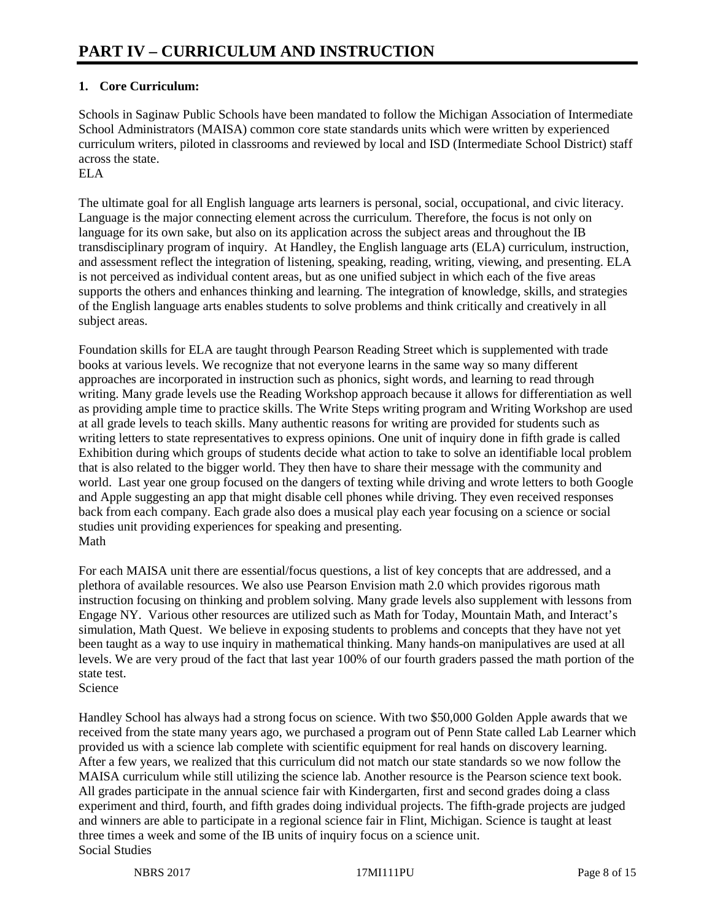# PART IV – CURRICULUM AND INSTRUCTION

**1. Core Curriculum:**

Schools in Saginaw Public Schools have been mandated to follow the Michigan Association of Intermediate School Administrators (MAISA) common core state standards units which were written by experienced curriculum writers, piloted in classrooms and reviewed by local and ISD (Intermediate School District) staff across the state.

ELA

The ultimate goal for all English language arts learners is personal, social, occupational, and civic literacy. Language is the major connecting element across the curriculum. Therefore, the focus is not only on language for its own sake, but also on its application across the subject areas and throughout the IB transdisciplinary program of inquiry. At Handley, the English language arts (ELA) curriculum, instruction, and assessment reflect the integration of listening, speaking, reading, writing, viewing, and presenting. ELA is not perceived as individual content areas, but as one unified subject in which each of the five areas supports the others and enhances thinking and learning. The integration of knowledge, skills, and strategies of the English language arts enables students to solve problems and think critically and creatively in all subject areas.

Foundation skills for ELA are taught through Pearson Reading Street which is supplemented with trade books at various levels. We recognize that not everyone learns in the same way so many different approaches are incorporated in instruction such as phonics, sight words, and learning to read through writing. Many grade levels use the Reading Workshop approach because it allows for differentiation as well as providing ample time to practice skills. The Write Steps writing program and Writing Workshop are used at all grade levels to teach skills. Many authentic reasons for writing are provided for students such as writing letters to state representatives to express opinions. One unit of inquiry done in fifth grade is called Exhibition during which groups of students decide what action to take to solve an identifiable local problem that is also related to the bigger world. They then have to share their message with the community and world. Last year one group focused on the dangers of texting while driving and wrote letters to both Google and Apple suggesting an app that might disable cell phones while driving. They even received responses back from each company. Each grade also does a musical play each year focusing on a science or social studies unit providing experiences for speaking and presenting.

Math

For each MAISA unit there are essential/focus questions, a list of key concepts that are addressed, and a plethora of available resources. We also use Pearson Envision math 2.0 which provides rigorous math instruction focusing on thinking and problem solving. Many grade levels also supplement with lessons from Engage NY. Various other resources are utilized such as Math for Today, Mountain Math, and Interact's simulation, Math Quest. We believe in exposing students to problems and concepts that they have not yet been taught as a way to use inquiry in mathematical thinking. Many hands-on manipulatives are used at all levels. We are very proud of the fact that last year 100% of our fourth graders passed the math portion of the state test.

Science

Handley School has always had a strong focus on science. With two $50,000 Golden Apple awards that we received from the state many years ago, we purchased a program out of Penn State called Lab Learner which provided us with a science lab complete with scientific equipment for real hands on discovery learning. After a few years, we realized that this curriculum did not match our state standards so we now follow the MAISA curriculum while still utilizing the science lab. Another resource is the Pearson science text book. All grades participate in the annual science fair with Kindergarten, first and second grades doing a class experiment and third, fourth, and fifth grades doing individual projects. The fifth-grade projects are judged and winners are able to participate in a regional science fair in Flint, Michigan. Science is taught at least three times a week and some of the IB units of inquiry focus on a science unit.

Social Studies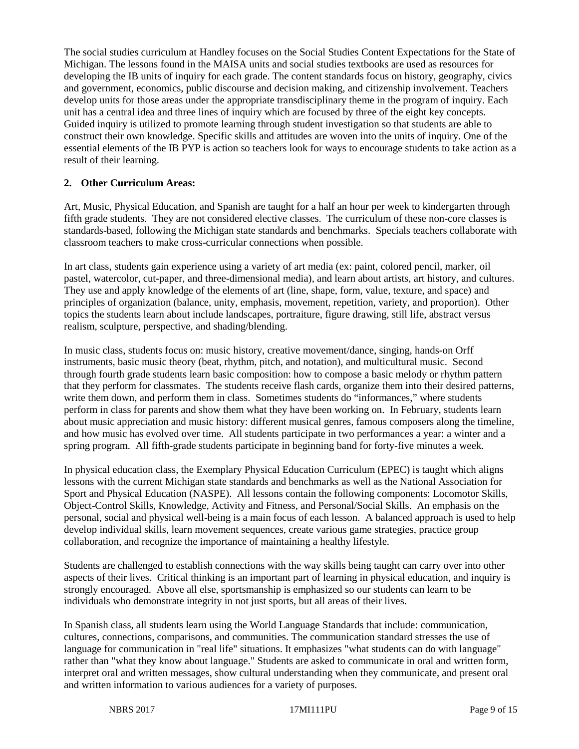The social studies curriculum at Handley focuses on the Social Studies Content Expectations for the State of Michigan. The lessons found in the MAISA units and social studies textbooks are used as resources for developing the IB units of inquiry for each grade. The content standards focus on history, geography, civics and government, economics, public discourse and decision making, and citizenship involvement. Teachers develop units for those areas under the appropriate transdisciplinary theme in the program of inquiry. Each unit has a central idea and three lines of inquiry which are focused by three of the eight key concepts. Guided inquiry is utilized to promote learning through student investigation so that students are able to construct their own knowledge. Specific skills and attitudes are woven into the units of inquiry. One of the essential elements of the IB PYP is action so teachers look for ways to encourage students to take action as a result of their learning.

**2. Other Curriculum Areas:**

Art, Music, Physical Education, and Spanish are taught for a half an hour per week to kindergarten through fifth grade students. They are not considered elective classes. The curriculum of these non-core classes is standards-based, following the Michigan state standards and benchmarks. Specials teachers collaborate with classroom teachers to make cross-curricular connections when possible.

In art class, students gain experience using a variety of art media (ex: paint, colored pencil, marker, oil pastel, watercolor, cut-paper, and three-dimensional media), and learn about artists, art history, and cultures. They use and apply knowledge of the elements of art (line, shape, form, value, texture, and space) and principles of organization (balance, unity, emphasis, movement, repetition, variety, and proportion). Other topics the students learn about include landscapes, portraiture, figure drawing, still life, abstract versus realism, sculpture, perspective, and shading/blending.

In music class, students focus on: music history, creative movement/dance, singing, hands-on Orff instruments, basic music theory (beat, rhythm, pitch, and notation), and multicultural music. Second through fourth grade students learn basic composition: how to compose a basic melody or rhythm pattern that they perform for classmates. The students receive flash cards, organize them into their desired patterns, write them down, and perform them in class. Sometimes students do "informances," where students perform in class for parents and show them what they have been working on. In February, students learn about music appreciation and music history: different musical genres, famous composers along the timeline, and how music has evolved over time. All students participate in two performances a year: a winter and a spring program. All fifth-grade students participate in beginning band for forty-five minutes a week.

In physical education class, the Exemplary Physical Education Curriculum (EPEC) is taught which aligns lessons with the current Michigan state standards and benchmarks as well as the National Association for Sport and Physical Education (NASPE). All lessons contain the following components: Locomotor Skills, Object-Control Skills, Knowledge, Activity and Fitness, and Personal/Social Skills. An emphasis on the personal, social and physical well-being is a main focus of each lesson. A balanced approach is used to help develop individual skills, learn movement sequences, create various game strategies, practice group collaboration, and recognize the importance of maintaining a healthy lifestyle.

Students are challenged to establish connections with the way skills being taught can carry over into other aspects of their lives. Critical thinking is an important part of learning in physical education, and inquiry is strongly encouraged. Above all else, sportsmanship is emphasized so our students can learn to be individuals who demonstrate integrity in not just sports, but all areas of their lives.

In Spanish class, all students learn using the World Language Standards that include: communication, cultures, connections, comparisons, and communities. The communication standard stresses the use of language for communication in "real life" situations. It emphasizes "what students can do with language" rather than "what they know about language." Students are asked to communicate in oral and written form, interpret oral and written messages, show cultural understanding when they communicate, and present oral and written information to various audiences for a variety of purposes.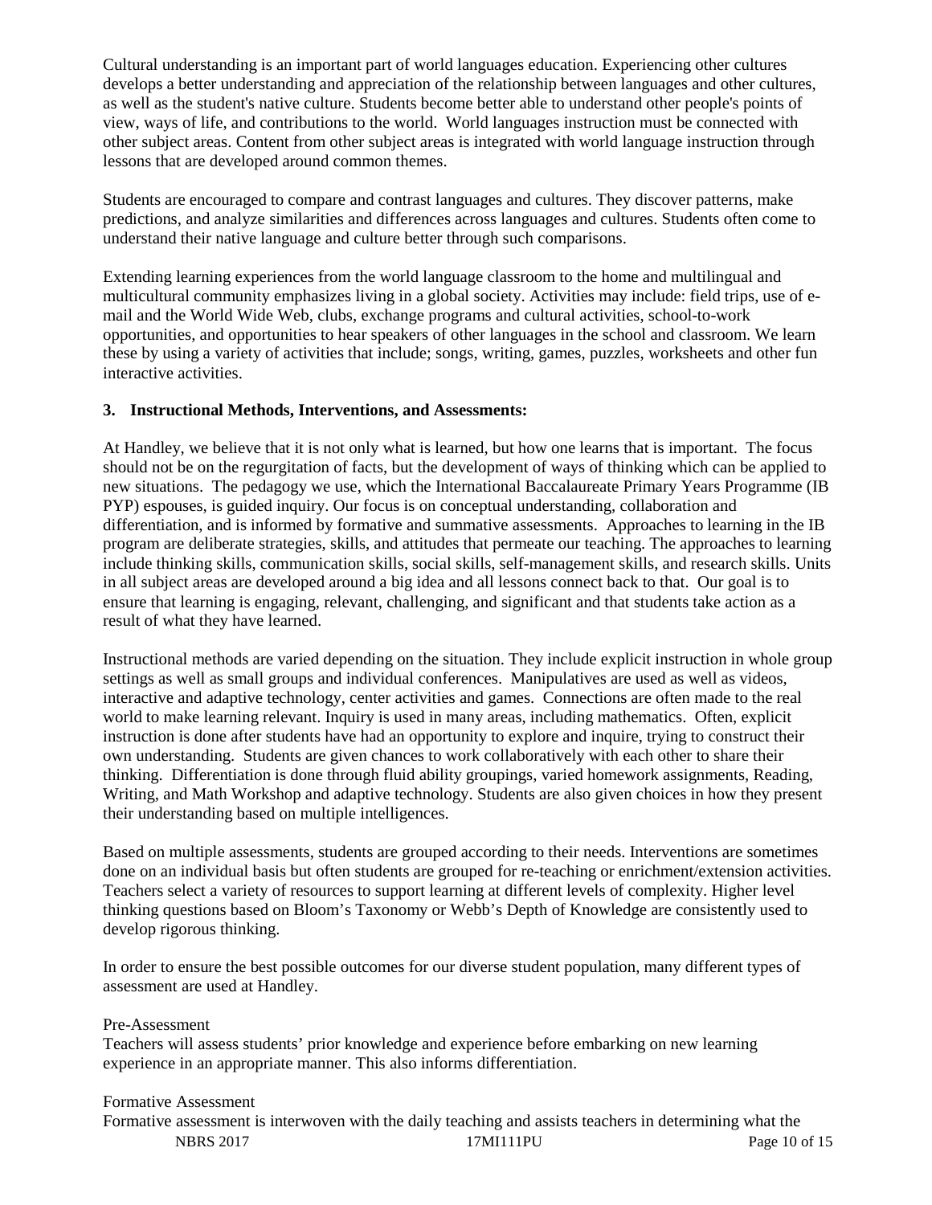Cultural understanding is an important part of world languages education. Experiencing other cultures develops a better understanding and appreciation of the relationship between languages and other cultures, as well as the student's native culture. Students become better able to understand other people's points of view, ways of life, and contributions to the world. World languages instruction must be connected with other subject areas. Content from other subject areas is integrated with world language instruction through lessons that are developed around common themes.

Students are encouraged to compare and contrast languages and cultures. They discover patterns, make predictions, and analyze similarities and differences across languages and cultures. Students often come to understand their native language and culture better through such comparisons.

Extending learning experiences from the world language classroom to the home and multilingual and multicultural community emphasizes living in a global society. Activities may include: field trips, use of e-mail and the World Wide Web, clubs, exchange programs and cultural activities, school-to-work opportunities, and opportunities to hear speakers of other languages in the school and classroom. We learn these by using a variety of activities that include; songs, writing, games, puzzles, worksheets and other fun interactive activities.

**3. Instructional Methods, Interventions, and Assessments:**

At Handley, we believe that it is not only what is learned, but how one learns that is important. The focus should not be on the regurgitation of facts, but the development of ways of thinking which can be applied to new situations. The pedagogy we use, which the International Baccalaureate Primary Years Programme (IB PYP) espouses, is guided inquiry. Our focus is on conceptual understanding, collaboration and differentiation, and is informed by formative and summative assessments. Approaches to learning in the IB program are deliberate strategies, skills, and attitudes that permeate our teaching. The approaches to learning include thinking skills, communication skills, social skills, self-management skills, and research skills. Units in all subject areas are developed around a big idea and all lessons connect back to that. Our goal is to ensure that learning is engaging, relevant, challenging, and significant and that students take action as a result of what they have learned.

Instructional methods are varied depending on the situation. They include explicit instruction in whole group settings as well as small groups and individual conferences. Manipulatives are used as well as videos, interactive and adaptive technology, center activities and games. Connections are often made to the real world to make learning relevant. Inquiry is used in many areas, including mathematics. Often, explicit instruction is done after students have had an opportunity to explore and inquire, trying to construct their own understanding. Students are given chances to work collaboratively with each other to share their thinking. Differentiation is done through fluid ability groupings, varied homework assignments, Reading, Writing, and Math Workshop and adaptive technology. Students are also given choices in how they present their understanding based on multiple intelligences.

Based on multiple assessments, students are grouped according to their needs. Interventions are sometimes done on an individual basis but often students are grouped for re-teaching or enrichment/extension activities. Teachers select a variety of resources to support learning at different levels of complexity. Higher level thinking questions based on Bloom's Taxonomy or Webb's Depth of Knowledge are consistently used to develop rigorous thinking.

In order to ensure the best possible outcomes for our diverse student population, many different types of assessment are used at Handley.

Pre-Assessment
Teachers will assess students' prior knowledge and experience before embarking on new learning experience in an appropriate manner. This also informs differentiation.

Formative Assessment
Formative assessment is interwoven with the daily teaching and assists teachers in determining what the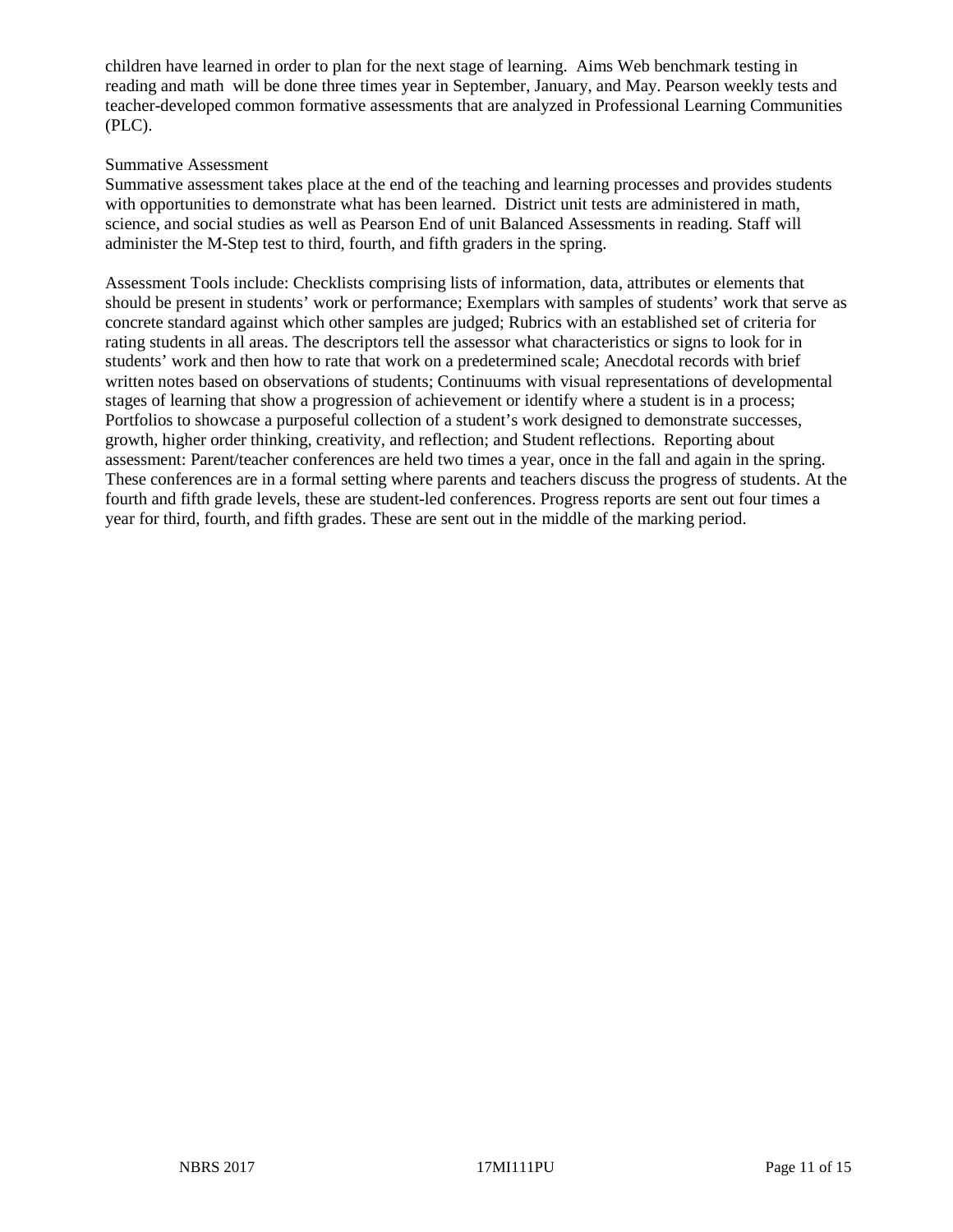children have learned in order to plan for the next stage of learning. Aims Web benchmark testing in reading and math will be done three times year in September, January, and May. Pearson weekly tests and teacher-developed common formative assessments that are analyzed in Professional Learning Communities (PLC).

Summative Assessment

Summative assessment takes place at the end of the teaching and learning processes and provides students with opportunities to demonstrate what has been learned. District unit tests are administered in math, science, and social studies as well as Pearson End of unit Balanced Assessments in reading. Staff will administer the M-Step test to third, fourth, and fifth graders in the spring.

Assessment Tools include: Checklists comprising lists of information, data, attributes or elements that should be present in students' work or performance; Exemplars with samples of students' work that serve as concrete standard against which other samples are judged; Rubrics with an established set of criteria for rating students in all areas. The descriptors tell the assessor what characteristics or signs to look for in students' work and then how to rate that work on a predetermined scale; Anecdotal records with brief written notes based on observations of students; Continuums with visual representations of developmental stages of learning that show a progression of achievement or identify where a student is in a process; Portfolios to showcase a purposeful collection of a student's work designed to demonstrate successes, growth, higher order thinking, creativity, and reflection; and Student reflections. Reporting about assessment: Parent/teacher conferences are held two times a year, once in the fall and again in the spring. These conferences are in a formal setting where parents and teachers discuss the progress of students. At the fourth and fifth grade levels, these are student-led conferences. Progress reports are sent out four times a year for third, fourth, and fifth grades. These are sent out in the middle of the marking period.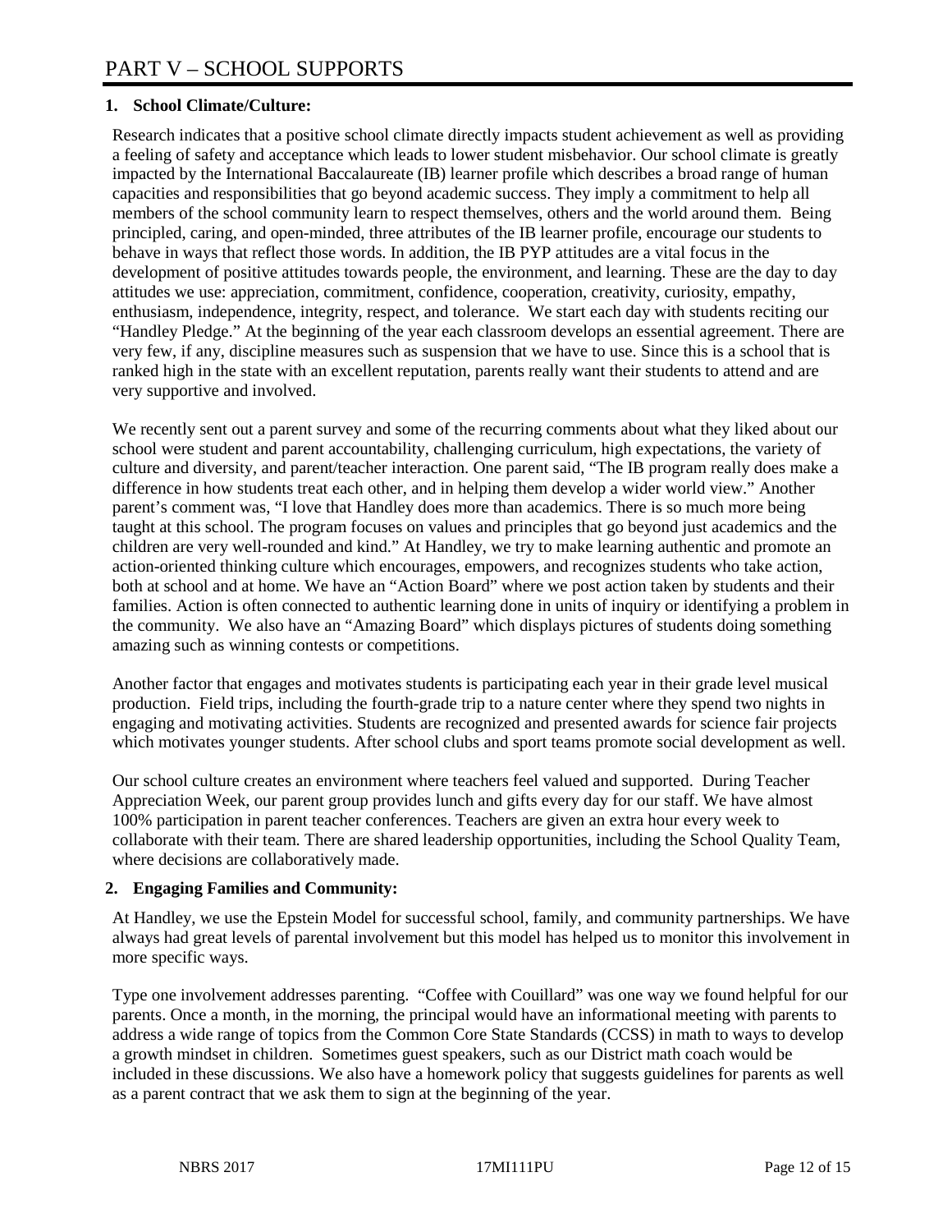# PART V – SCHOOL SUPPORTS

**1. School Climate/Culture:**

Research indicates that a positive school climate directly impacts student achievement as well as providing a feeling of safety and acceptance which leads to lower student misbehavior. Our school climate is greatly impacted by the International Baccalaureate (IB) learner profile which describes a broad range of human capacities and responsibilities that go beyond academic success. They imply a commitment to help all members of the school community learn to respect themselves, others and the world around them. Being principled, caring, and open-minded, three attributes of the IB learner profile, encourage our students to behave in ways that reflect those words. In addition, the IB PYP attitudes are a vital focus in the development of positive attitudes towards people, the environment, and learning. These are the day to day attitudes we use: appreciation, commitment, confidence, cooperation, creativity, curiosity, empathy, enthusiasm, independence, integrity, respect, and tolerance. We start each day with students reciting our "Handley Pledge." At the beginning of the year each classroom develops an essential agreement. There are very few, if any, discipline measures such as suspension that we have to use. Since this is a school that is ranked high in the state with an excellent reputation, parents really want their students to attend and are very supportive and involved.

We recently sent out a parent survey and some of the recurring comments about what they liked about our school were student and parent accountability, challenging curriculum, high expectations, the variety of culture and diversity, and parent/teacher interaction. One parent said, "The IB program really does make a difference in how students treat each other, and in helping them develop a wider world view." Another parent's comment was, "I love that Handley does more than academics. There is so much more being taught at this school. The program focuses on values and principles that go beyond just academics and the children are very well-rounded and kind." At Handley, we try to make learning authentic and promote an action-oriented thinking culture which encourages, empowers, and recognizes students who take action, both at school and at home. We have an "Action Board" where we post action taken by students and their families. Action is often connected to authentic learning done in units of inquiry or identifying a problem in the community. We also have an "Amazing Board" which displays pictures of students doing something amazing such as winning contests or competitions.

Another factor that engages and motivates students is participating each year in their grade level musical production. Field trips, including the fourth-grade trip to a nature center where they spend two nights in engaging and motivating activities. Students are recognized and presented awards for science fair projects which motivates younger students. After school clubs and sport teams promote social development as well.

Our school culture creates an environment where teachers feel valued and supported. During Teacher Appreciation Week, our parent group provides lunch and gifts every day for our staff. We have almost 100% participation in parent teacher conferences. Teachers are given an extra hour every week to collaborate with their team. There are shared leadership opportunities, including the School Quality Team, where decisions are collaboratively made.

**2. Engaging Families and Community:**

At Handley, we use the Epstein Model for successful school, family, and community partnerships. We have always had great levels of parental involvement but this model has helped us to monitor this involvement in more specific ways.

Type one involvement addresses parenting. "Coffee with Couillard" was one way we found helpful for our parents. Once a month, in the morning, the principal would have an informational meeting with parents to address a wide range of topics from the Common Core State Standards (CCSS) in math to ways to develop a growth mindset in children. Sometimes guest speakers, such as our District math coach would be included in these discussions. We also have a homework policy that suggests guidelines for parents as well as a parent contract that we ask them to sign at the beginning of the year.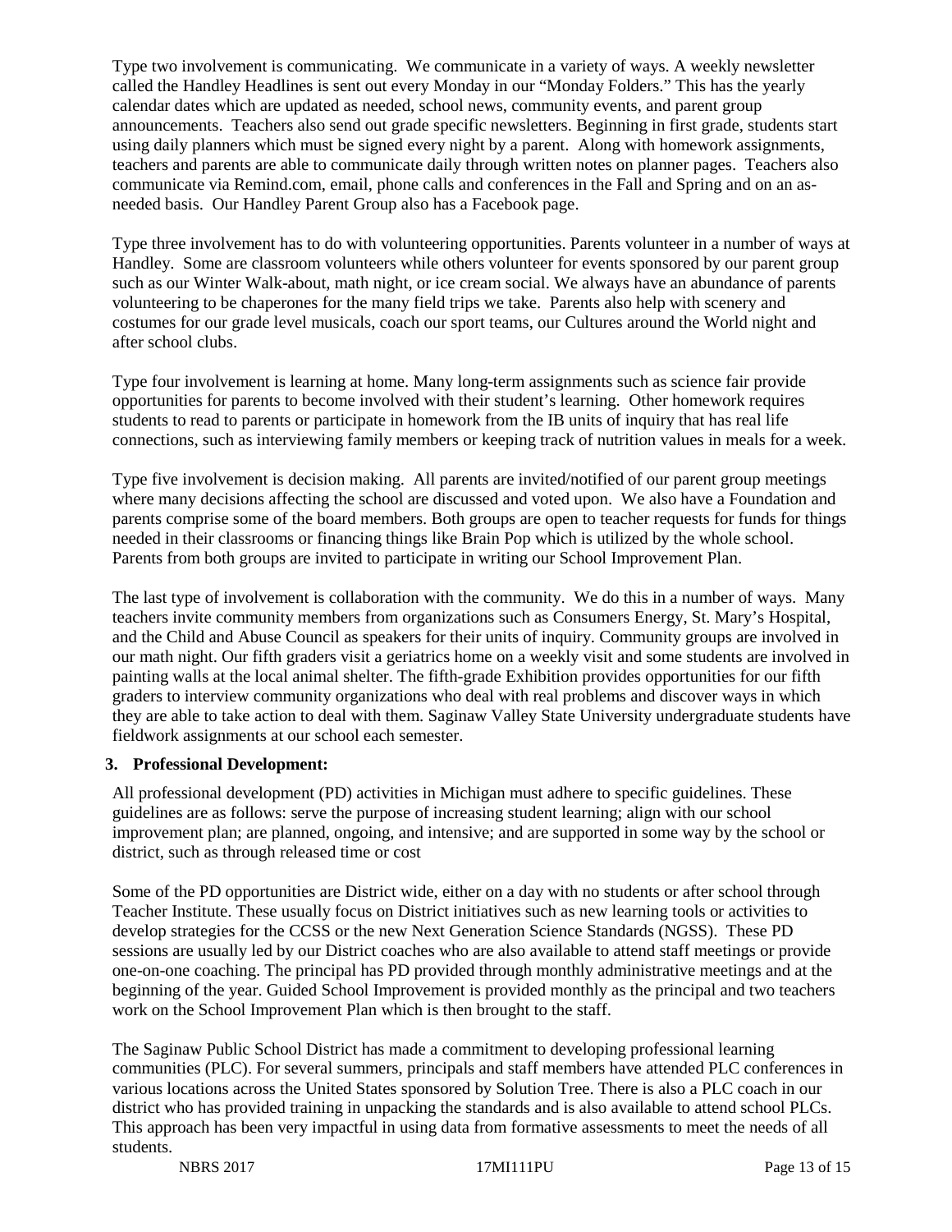Type two involvement is communicating. We communicate in a variety of ways. A weekly newsletter called the Handley Headlines is sent out every Monday in our "Monday Folders." This has the yearly calendar dates which are updated as needed, school news, community events, and parent group announcements. Teachers also send out grade specific newsletters. Beginning in first grade, students start using daily planners which must be signed every night by a parent. Along with homework assignments, teachers and parents are able to communicate daily through written notes on planner pages. Teachers also communicate via Remind.com, email, phone calls and conferences in the Fall and Spring and on an as-needed basis. Our Handley Parent Group also has a Facebook page.

Type three involvement has to do with volunteering opportunities. Parents volunteer in a number of ways at Handley. Some are classroom volunteers while others volunteer for events sponsored by our parent group such as our Winter Walk-about, math night, or ice cream social. We always have an abundance of parents volunteering to be chaperones for the many field trips we take. Parents also help with scenery and costumes for our grade level musicals, coach our sport teams, our Cultures around the World night and after school clubs.

Type four involvement is learning at home. Many long-term assignments such as science fair provide opportunities for parents to become involved with their student's learning. Other homework requires students to read to parents or participate in homework from the IB units of inquiry that has real life connections, such as interviewing family members or keeping track of nutrition values in meals for a week.

Type five involvement is decision making. All parents are invited/notified of our parent group meetings where many decisions affecting the school are discussed and voted upon. We also have a Foundation and parents comprise some of the board members. Both groups are open to teacher requests for funds for things needed in their classrooms or financing things like Brain Pop which is utilized by the whole school. Parents from both groups are invited to participate in writing our School Improvement Plan.

The last type of involvement is collaboration with the community. We do this in a number of ways. Many teachers invite community members from organizations such as Consumers Energy, St. Mary's Hospital, and the Child and Abuse Council as speakers for their units of inquiry. Community groups are involved in our math night. Our fifth graders visit a geriatrics home on a weekly visit and some students are involved in painting walls at the local animal shelter. The fifth-grade Exhibition provides opportunities for our fifth graders to interview community organizations who deal with real problems and discover ways in which they are able to take action to deal with them. Saginaw Valley State University undergraduate students have fieldwork assignments at our school each semester.

**3. Professional Development:**

All professional development (PD) activities in Michigan must adhere to specific guidelines. These guidelines are as follows: serve the purpose of increasing student learning; align with our school improvement plan; are planned, ongoing, and intensive; and are supported in some way by the school or district, such as through released time or cost

Some of the PD opportunities are District wide, either on a day with no students or after school through Teacher Institute. These usually focus on District initiatives such as new learning tools or activities to develop strategies for the CCSS or the new Next Generation Science Standards (NGSS). These PD sessions are usually led by our District coaches who are also available to attend staff meetings or provide one-on-one coaching. The principal has PD provided through monthly administrative meetings and at the beginning of the year. Guided School Improvement is provided monthly as the principal and two teachers work on the School Improvement Plan which is then brought to the staff.

The Saginaw Public School District has made a commitment to developing professional learning communities (PLC). For several summers, principals and staff members have attended PLC conferences in various locations across the United States sponsored by Solution Tree. There is also a PLC coach in our district who has provided training in unpacking the standards and is also available to attend school PLCs. This approach has been very impactful in using data from formative assessments to meet the needs of all students.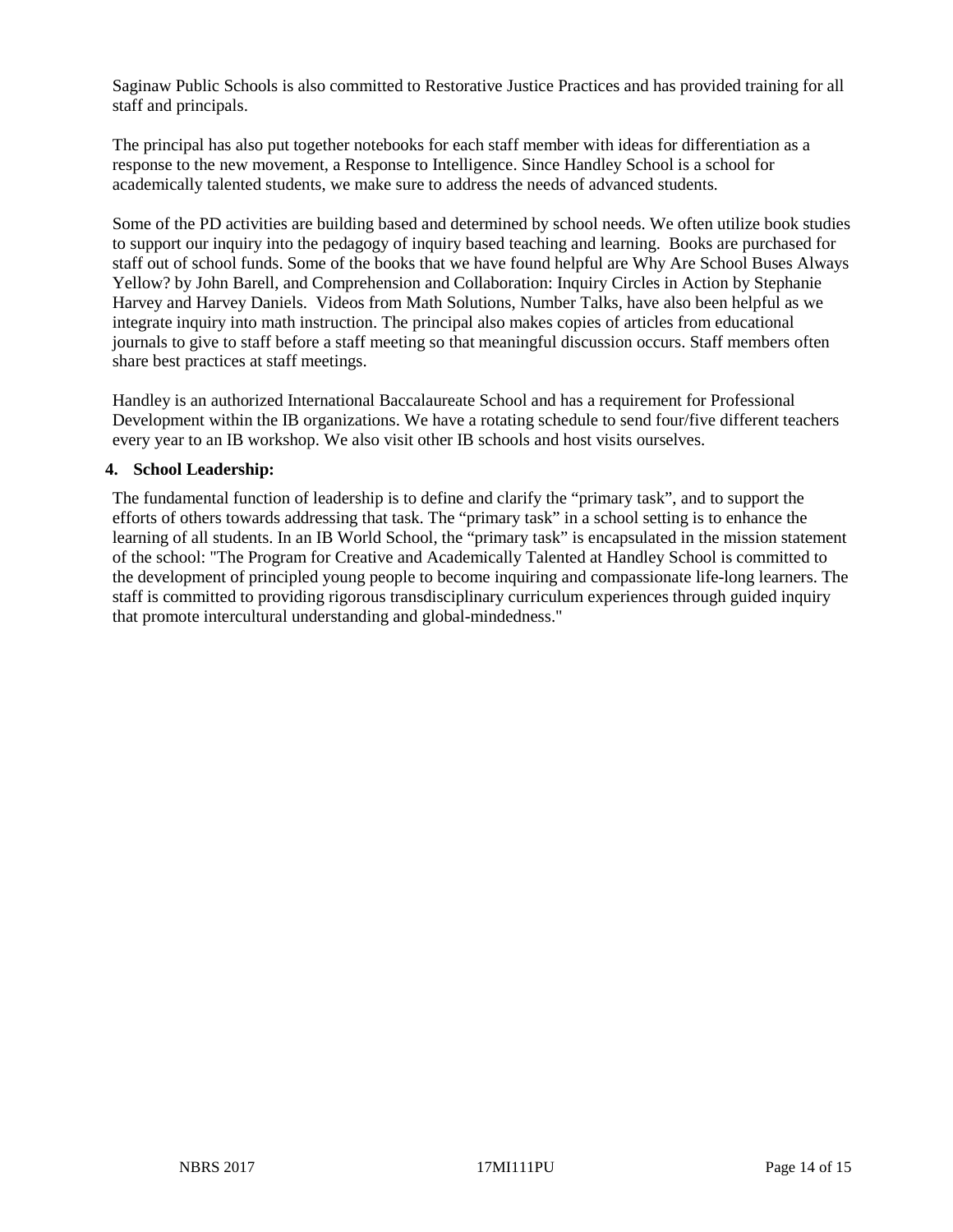Saginaw Public Schools is also committed to Restorative Justice Practices and has provided training for all staff and principals.

The principal has also put together notebooks for each staff member with ideas for differentiation as a response to the new movement, a Response to Intelligence. Since Handley School is a school for academically talented students, we make sure to address the needs of advanced students.

Some of the PD activities are building based and determined by school needs. We often utilize book studies to support our inquiry into the pedagogy of inquiry based teaching and learning. Books are purchased for staff out of school funds. Some of the books that we have found helpful are Why Are School Buses Always Yellow? by John Barell, and Comprehension and Collaboration: Inquiry Circles in Action by Stephanie Harvey and Harvey Daniels. Videos from Math Solutions, Number Talks, have also been helpful as we integrate inquiry into math instruction. The principal also makes copies of articles from educational journals to give to staff before a staff meeting so that meaningful discussion occurs. Staff members often share best practices at staff meetings.

Handley is an authorized International Baccalaureate School and has a requirement for Professional Development within the IB organizations. We have a rotating schedule to send four/five different teachers every year to an IB workshop. We also visit other IB schools and host visits ourselves.

**4. School Leadership:**

The fundamental function of leadership is to define and clarify the "primary task", and to support the efforts of others towards addressing that task. The "primary task" in a school setting is to enhance the learning of all students. In an IB World School, the "primary task" is encapsulated in the mission statement of the school: "The Program for Creative and Academically Talented at Handley School is committed to the development of principled young people to become inquiring and compassionate life-long learners. The staff is committed to providing rigorous transdisciplinary curriculum experiences through guided inquiry that promote intercultural understanding and global-mindedness."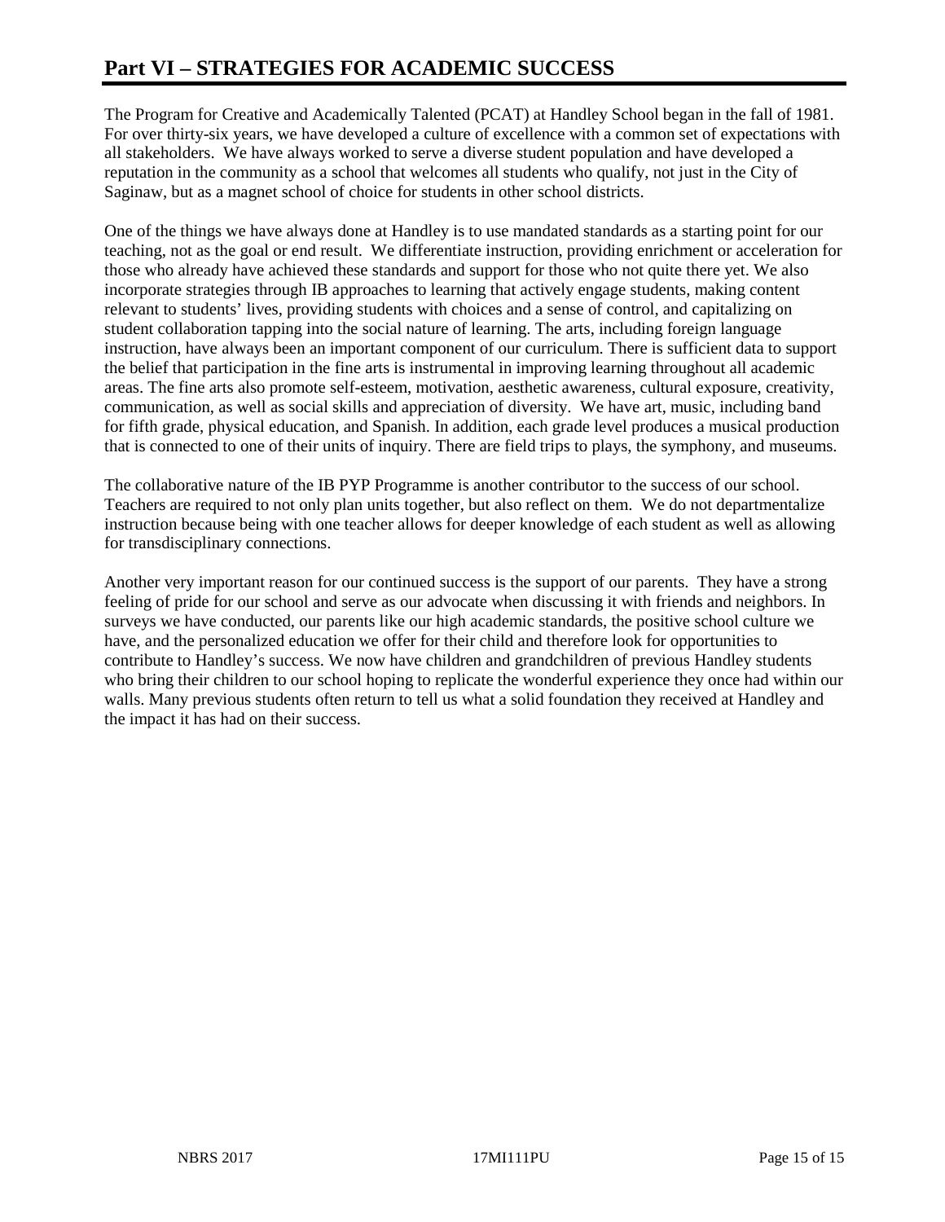# Part VI – STRATEGIES FOR ACADEMIC SUCCESS

The Program for Creative and Academically Talented (PCAT) at Handley School began in the fall of 1981. For over thirty-six years, we have developed a culture of excellence with a common set of expectations with all stakeholders. We have always worked to serve a diverse student population and have developed a reputation in the community as a school that welcomes all students who qualify, not just in the City of Saginaw, but as a magnet school of choice for students in other school districts.

One of the things we have always done at Handley is to use mandated standards as a starting point for our teaching, not as the goal or end result. We differentiate instruction, providing enrichment or acceleration for those who already have achieved these standards and support for those who not quite there yet. We also incorporate strategies through IB approaches to learning that actively engage students, making content relevant to students' lives, providing students with choices and a sense of control, and capitalizing on student collaboration tapping into the social nature of learning. The arts, including foreign language instruction, have always been an important component of our curriculum. There is sufficient data to support the belief that participation in the fine arts is instrumental in improving learning throughout all academic areas. The fine arts also promote self-esteem, motivation, aesthetic awareness, cultural exposure, creativity, communication, as well as social skills and appreciation of diversity. We have art, music, including band for fifth grade, physical education, and Spanish. In addition, each grade level produces a musical production that is connected to one of their units of inquiry. There are field trips to plays, the symphony, and museums.

The collaborative nature of the IB PYP Programme is another contributor to the success of our school. Teachers are required to not only plan units together, but also reflect on them. We do not departmentalize instruction because being with one teacher allows for deeper knowledge of each student as well as allowing for transdisciplinary connections.

Another very important reason for our continued success is the support of our parents. They have a strong feeling of pride for our school and serve as our advocate when discussing it with friends and neighbors. In surveys we have conducted, our parents like our high academic standards, the positive school culture we have, and the personalized education we offer for their child and therefore look for opportunities to contribute to Handley's success. We now have children and grandchildren of previous Handley students who bring their children to our school hoping to replicate the wonderful experience they once had within our walls. Many previous students often return to tell us what a solid foundation they received at Handley and the impact it has had on their success.